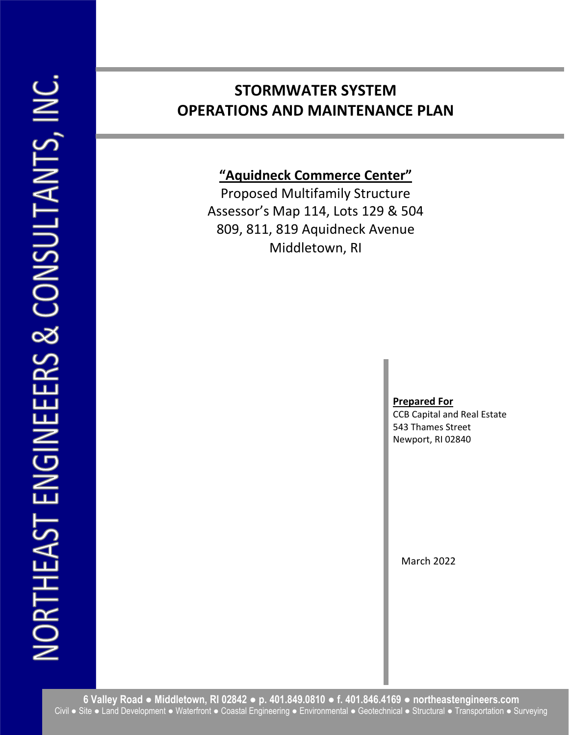NORTHEAST ENGINEEERS & CONSULTANTS, INC.

# STORMWATER SYSTEM OPERATIONS AND MAINTENANCE PLAN

**"Aquidneck Commerce Center"**

Proposed Multifamily Structure
Assessor's Map 114, Lots 129 & 504
809, 811, 819 Aquidneck Avenue
Middletown, RI

**Prepared For**
CCB Capital and Real Estate
543 Thames Street
Newport, RI 02840

March 2022

**6 Valley Road ● Middletown, RI 02842 ● p. 401.849.0810 ● f. 401.846.4169 ● northeastengineers.com**
Civil ● Site ● Land Development ● Waterfront ● Coastal Engineering ● Environmental ● Geotechnical ● Structural ● Transportation ● Surveying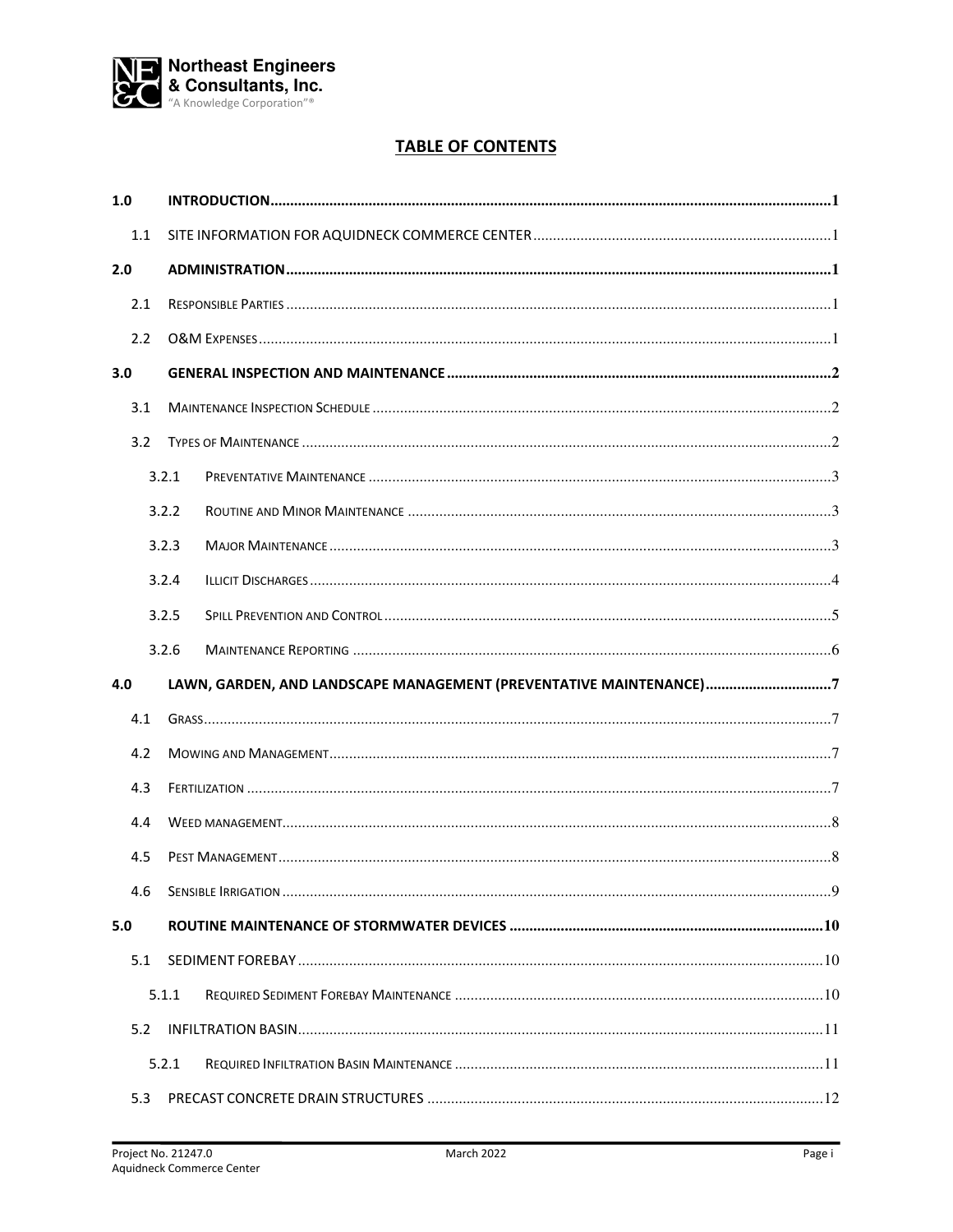## TABLE OF CONTENTS

**1.0 INTRODUCTION** .......... 1

- 1.1 SITE INFORMATION FOR AQUIDNECK COMMERCE CENTER .......... 1

**2.0 ADMINISTRATION** .......... 1

- 2.1 RESPONSIBLE PARTIES .......... 1
- 2.2 O&M EXPENSES .......... 1

**3.0 GENERAL INSPECTION AND MAINTENANCE** .......... 2

- 3.1 MAINTENANCE INSPECTION SCHEDULE .......... 2
- 3.2 TYPES OF MAINTENANCE .......... 2
  - 3.2.1 PREVENTATIVE MAINTENANCE .......... 3
  - 3.2.2 ROUTINE AND MINOR MAINTENANCE .......... 3
  - 3.2.3 MAJOR MAINTENANCE .......... 3
  - 3.2.4 ILLICIT DISCHARGES .......... 4
  - 3.2.5 SPILL PREVENTION AND CONTROL .......... 5
  - 3.2.6 MAINTENANCE REPORTING .......... 6

**4.0 LAWN, GARDEN, AND LANDSCAPE MANAGEMENT (PREVENTATIVE MAINTENANCE)** .......... 7

- 4.1 GRASS .......... 7
- 4.2 MOWING AND MANAGEMENT .......... 7
- 4.3 FERTILIZATION .......... 7
- 4.4 WEED MANAGEMENT .......... 8
- 4.5 PEST MANAGEMENT .......... 8
- 4.6 SENSIBLE IRRIGATION .......... 9

**5.0 ROUTINE MAINTENANCE OF STORMWATER DEVICES** .......... 10

- 5.1 SEDIMENT FOREBAY .......... 10
  - 5.1.1 REQUIRED SEDIMENT FOREBAY MAINTENANCE .......... 10
- 5.2 INFILTRATION BASIN .......... 11
  - 5.2.1 REQUIRED INFILTRATION BASIN MAINTENANCE .......... 11
- 5.3 PRECAST CONCRETE DRAIN STRUCTURES .......... 12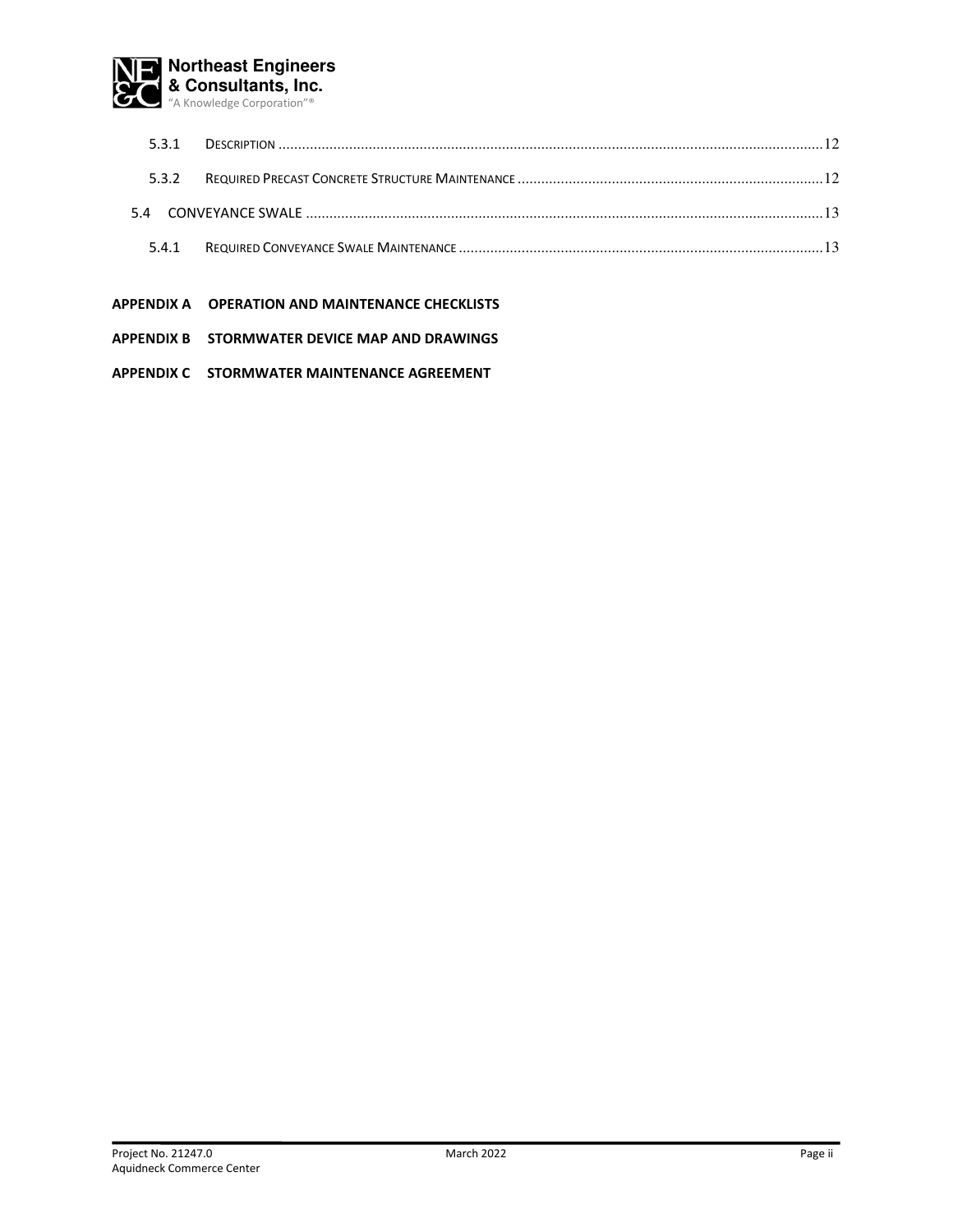5.3.1 DESCRIPTION ..... 12

5.3.2 REQUIRED PRECAST CONCRETE STRUCTURE MAINTENANCE ..... 12

5.4 CONVEYANCE SWALE ..... 13

5.4.1 REQUIRED CONVEYANCE SWALE MAINTENANCE ..... 13

**APPENDIX A OPERATION AND MAINTENANCE CHECKLISTS**

**APPENDIX B STORMWATER DEVICE MAP AND DRAWINGS**

**APPENDIX C STORMWATER MAINTENANCE AGREEMENT**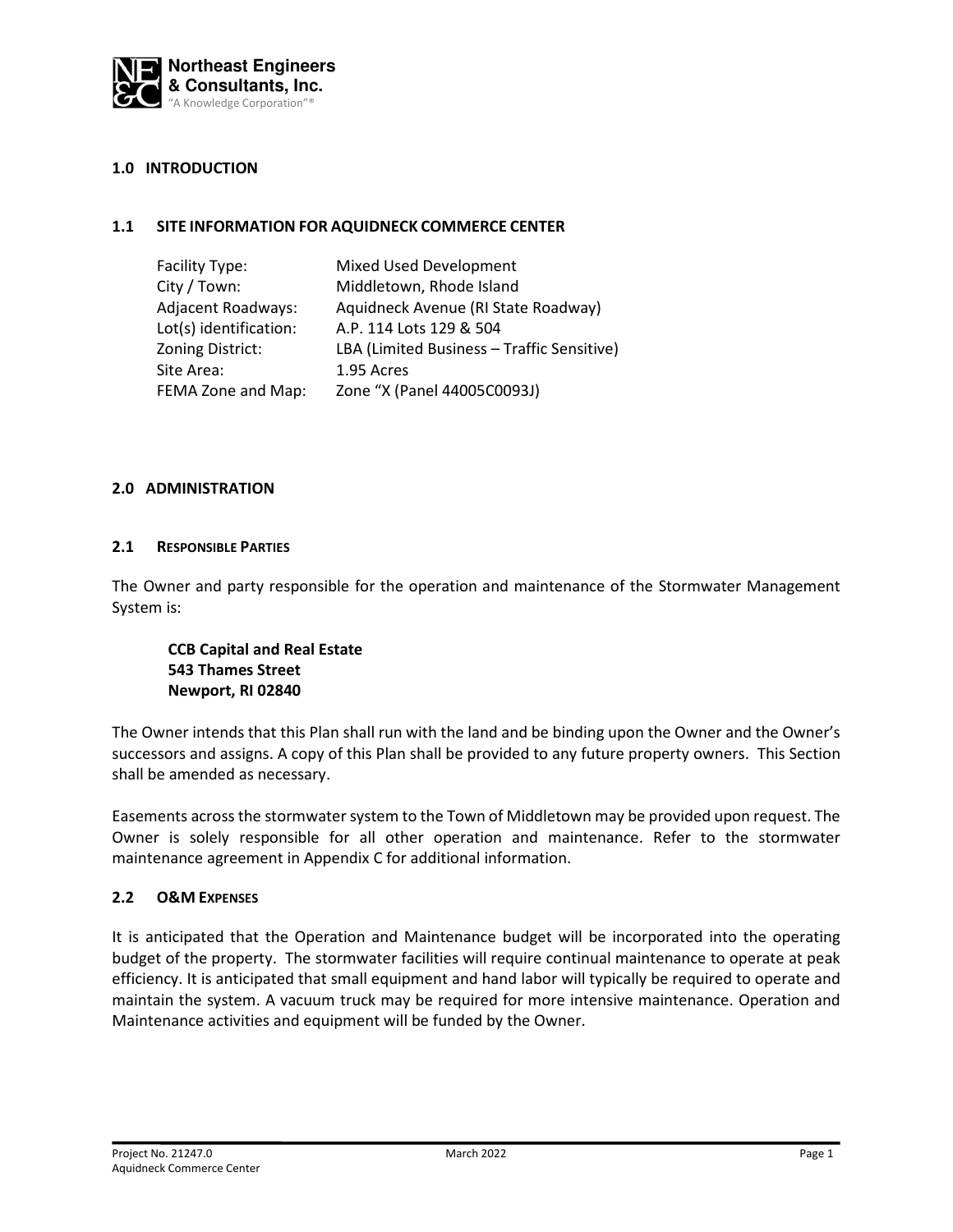## 1.0 INTRODUCTION

### 1.1 SITE INFORMATION FOR AQUIDNECK COMMERCE CENTER

| | |
|---|---|
| Facility Type: | Mixed Used Development |
| City / Town: | Middletown, Rhode Island |
| Adjacent Roadways: | Aquidneck Avenue (RI State Roadway) |
| Lot(s) identification: | A.P. 114 Lots 129 & 504 |
| Zoning District: | LBA (Limited Business – Traffic Sensitive) |
| Site Area: | 1.95 Acres |
| FEMA Zone and Map: | Zone "X (Panel 44005C0093J) |

## 2.0 ADMINISTRATION

### 2.1 RESPONSIBLE PARTIES

The Owner and party responsible for the operation and maintenance of the Stormwater Management System is:

**CCB Capital and Real Estate**
**543 Thames Street**
**Newport, RI 02840**

The Owner intends that this Plan shall run with the land and be binding upon the Owner and the Owner's successors and assigns. A copy of this Plan shall be provided to any future property owners. This Section shall be amended as necessary.

Easements across the stormwater system to the Town of Middletown may be provided upon request. The Owner is solely responsible for all other operation and maintenance. Refer to the stormwater maintenance agreement in Appendix C for additional information.

### 2.2 O&M EXPENSES

It is anticipated that the Operation and Maintenance budget will be incorporated into the operating budget of the property. The stormwater facilities will require continual maintenance to operate at peak efficiency. It is anticipated that small equipment and hand labor will typically be required to operate and maintain the system. A vacuum truck may be required for more intensive maintenance. Operation and Maintenance activities and equipment will be funded by the Owner.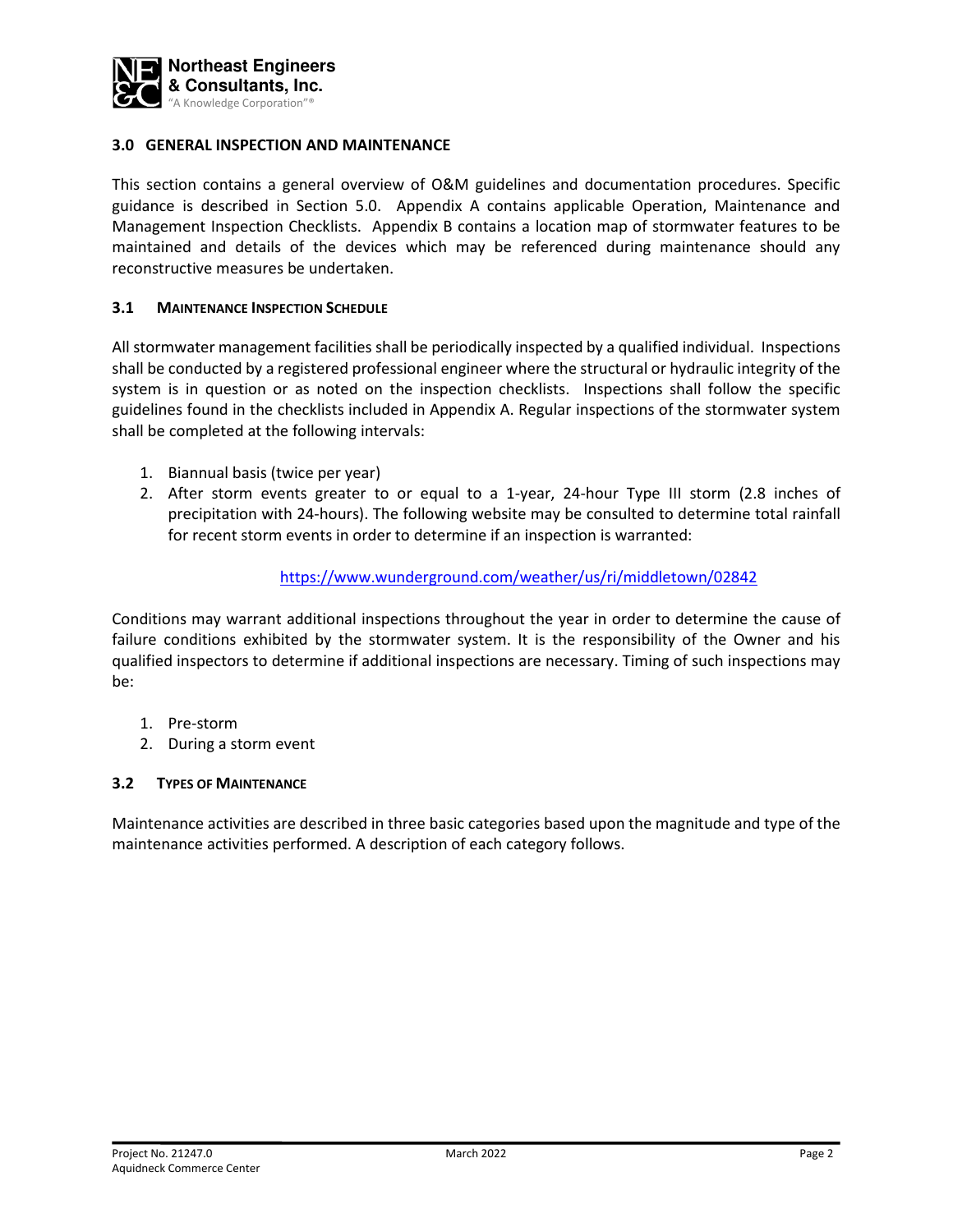## 3.0 GENERAL INSPECTION AND MAINTENANCE

This section contains a general overview of O&M guidelines and documentation procedures. Specific guidance is described in Section 5.0. Appendix A contains applicable Operation, Maintenance and Management Inspection Checklists. Appendix B contains a location map of stormwater features to be maintained and details of the devices which may be referenced during maintenance should any reconstructive measures be undertaken.

### 3.1 MAINTENANCE INSPECTION SCHEDULE

All stormwater management facilities shall be periodically inspected by a qualified individual. Inspections shall be conducted by a registered professional engineer where the structural or hydraulic integrity of the system is in question or as noted on the inspection checklists. Inspections shall follow the specific guidelines found in the checklists included in Appendix A. Regular inspections of the stormwater system shall be completed at the following intervals:

1. Biannual basis (twice per year)
2. After storm events greater to or equal to a 1-year, 24-hour Type III storm (2.8 inches of precipitation with 24-hours). The following website may be consulted to determine total rainfall for recent storm events in order to determine if an inspection is warranted:

   https://www.wunderground.com/weather/us/ri/middletown/02842

Conditions may warrant additional inspections throughout the year in order to determine the cause of failure conditions exhibited by the stormwater system. It is the responsibility of the Owner and his qualified inspectors to determine if additional inspections are necessary. Timing of such inspections may be:

1. Pre-storm
2. During a storm event

### 3.2 TYPES OF MAINTENANCE

Maintenance activities are described in three basic categories based upon the magnitude and type of the maintenance activities performed. A description of each category follows.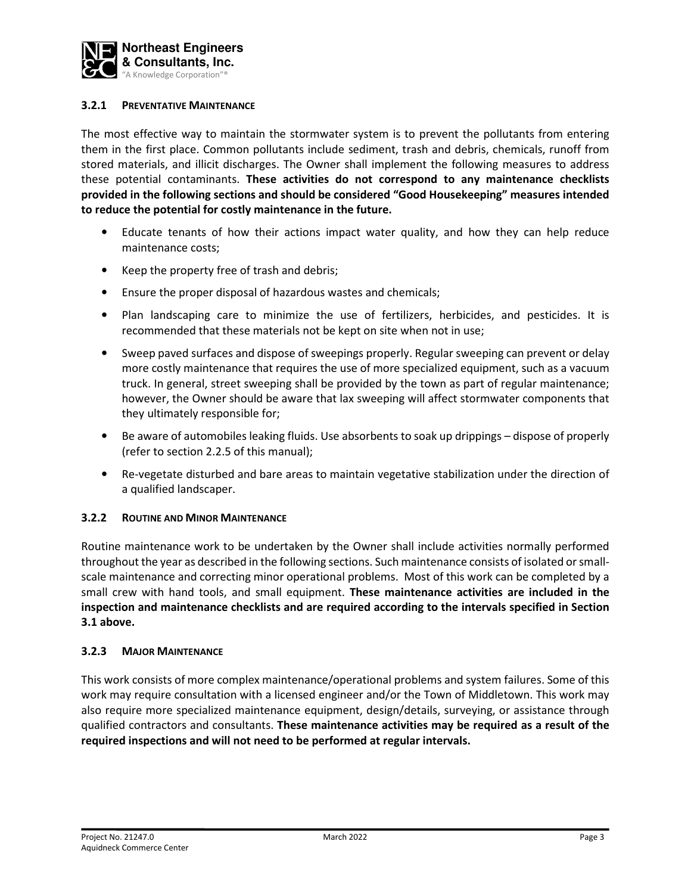### 3.2.1 Preventative Maintenance

The most effective way to maintain the stormwater system is to prevent the pollutants from entering them in the first place. Common pollutants include sediment, trash and debris, chemicals, runoff from stored materials, and illicit discharges. The Owner shall implement the following measures to address these potential contaminants. **These activities do not correspond to any maintenance checklists provided in the following sections and should be considered "Good Housekeeping" measures intended to reduce the potential for costly maintenance in the future.**

- Educate tenants of how their actions impact water quality, and how they can help reduce maintenance costs;
- Keep the property free of trash and debris;
- Ensure the proper disposal of hazardous wastes and chemicals;
- Plan landscaping care to minimize the use of fertilizers, herbicides, and pesticides. It is recommended that these materials not be kept on site when not in use;
- Sweep paved surfaces and dispose of sweepings properly. Regular sweeping can prevent or delay more costly maintenance that requires the use of more specialized equipment, such as a vacuum truck. In general, street sweeping shall be provided by the town as part of regular maintenance; however, the Owner should be aware that lax sweeping will affect stormwater components that they ultimately responsible for;
- Be aware of automobiles leaking fluids. Use absorbents to soak up drippings – dispose of properly (refer to section 2.2.5 of this manual);
- Re-vegetate disturbed and bare areas to maintain vegetative stabilization under the direction of a qualified landscaper.

### 3.2.2 Routine and Minor Maintenance

Routine maintenance work to be undertaken by the Owner shall include activities normally performed throughout the year as described in the following sections. Such maintenance consists of isolated or small-scale maintenance and correcting minor operational problems. Most of this work can be completed by a small crew with hand tools, and small equipment. **These maintenance activities are included in the inspection and maintenance checklists and are required according to the intervals specified in Section 3.1 above.**

### 3.2.3 Major Maintenance

This work consists of more complex maintenance/operational problems and system failures. Some of this work may require consultation with a licensed engineer and/or the Town of Middletown. This work may also require more specialized maintenance equipment, design/details, surveying, or assistance through qualified contractors and consultants. **These maintenance activities may be required as a result of the required inspections and will not need to be performed at regular intervals.**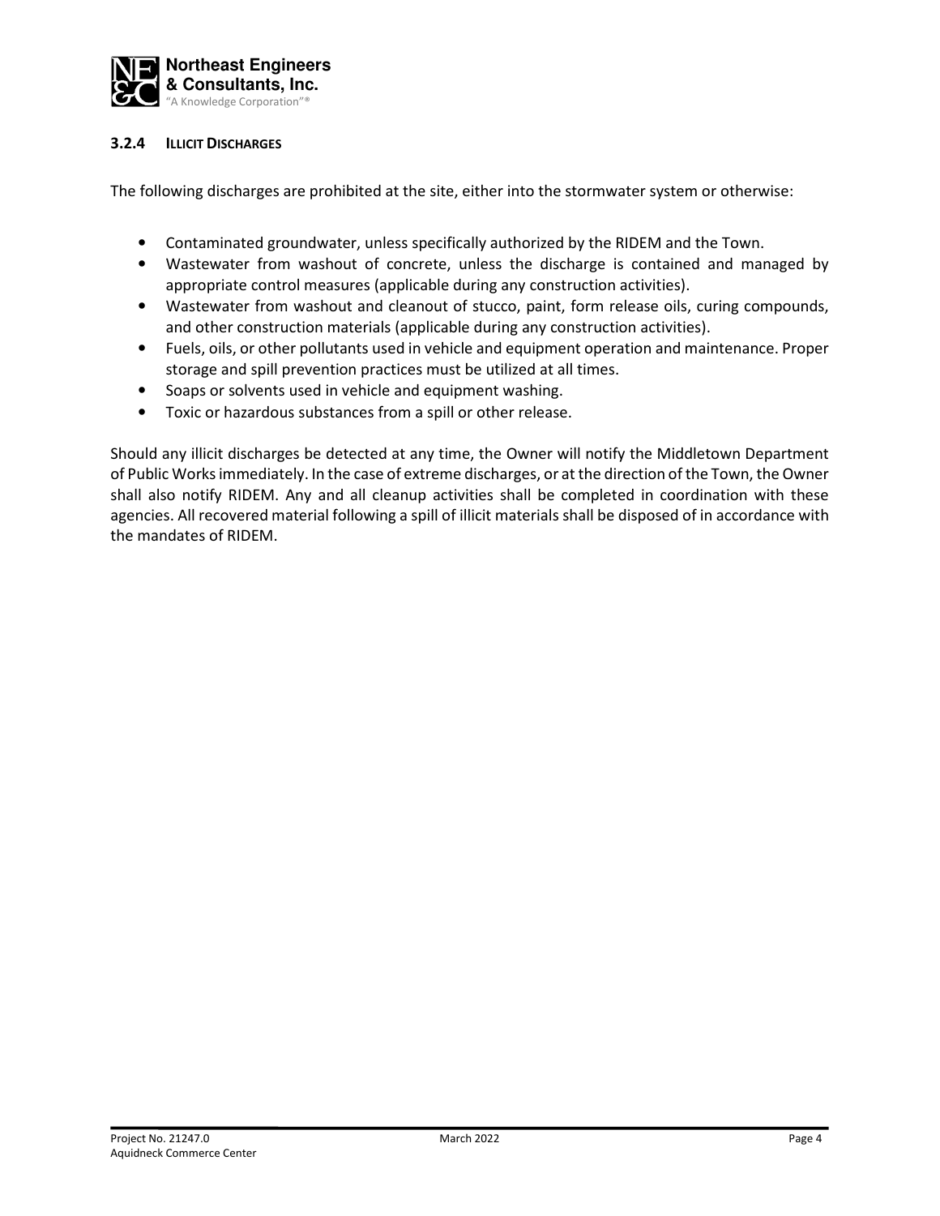### 3.2.4 ILLICIT DISCHARGES

The following discharges are prohibited at the site, either into the stormwater system or otherwise:

- Contaminated groundwater, unless specifically authorized by the RIDEM and the Town.
- Wastewater from washout of concrete, unless the discharge is contained and managed by appropriate control measures (applicable during any construction activities).
- Wastewater from washout and cleanout of stucco, paint, form release oils, curing compounds, and other construction materials (applicable during any construction activities).
- Fuels, oils, or other pollutants used in vehicle and equipment operation and maintenance. Proper storage and spill prevention practices must be utilized at all times.
- Soaps or solvents used in vehicle and equipment washing.
- Toxic or hazardous substances from a spill or other release.

Should any illicit discharges be detected at any time, the Owner will notify the Middletown Department of Public Works immediately. In the case of extreme discharges, or at the direction of the Town, the Owner shall also notify RIDEM. Any and all cleanup activities shall be completed in coordination with these agencies. All recovered material following a spill of illicit materials shall be disposed of in accordance with the mandates of RIDEM.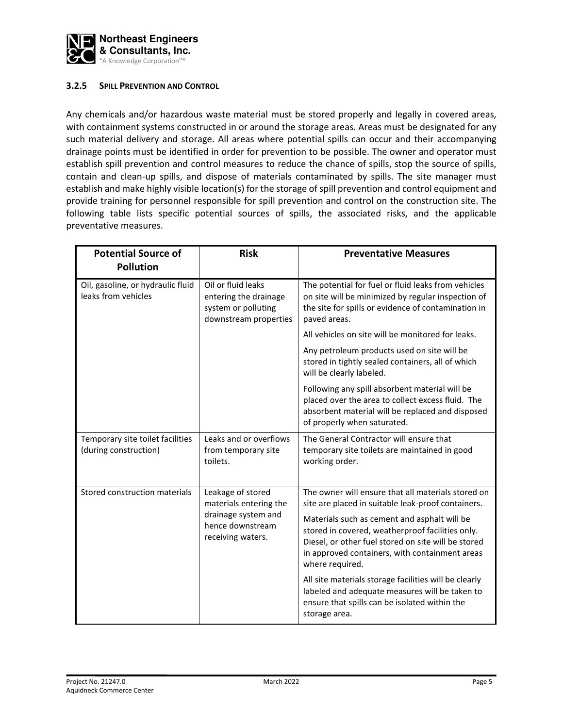### 3.2.5 SPILL PREVENTION AND CONTROL

Any chemicals and/or hazardous waste material must be stored properly and legally in covered areas, with containment systems constructed in or around the storage areas. Areas must be designated for any such material delivery and storage. All areas where potential spills can occur and their accompanying drainage points must be identified in order for prevention to be possible. The owner and operator must establish spill prevention and control measures to reduce the chance of spills, stop the source of spills, contain and clean-up spills, and dispose of materials contaminated by spills. The site manager must establish and make highly visible location(s) for the storage of spill prevention and control equipment and provide training for personnel responsible for spill prevention and control on the construction site. The following table lists specific potential sources of spills, the associated risks, and the applicable preventative measures.

| Potential Source of Pollution | Risk | Preventative Measures |
|---|---|---|
| Oil, gasoline, or hydraulic fluid leaks from vehicles | Oil or fluid leaks entering the drainage system or polluting downstream properties | The potential for fuel or fluid leaks from vehicles on site will be minimized by regular inspection of the site for spills or evidence of contamination in paved areas.<br>All vehicles on site will be monitored for leaks.<br>Any petroleum products used on site will be stored in tightly sealed containers, all of which will be clearly labeled.<br>Following any spill absorbent material will be placed over the area to collect excess fluid. The absorbent material will be replaced and disposed of properly when saturated. |
| Temporary site toilet facilities (during construction) | Leaks and or overflows from temporary site toilets. | The General Contractor will ensure that temporary site toilets are maintained in good working order. |
| Stored construction materials | Leakage of stored materials entering the drainage system and hence downstream receiving waters. | The owner will ensure that all materials stored on site are placed in suitable leak-proof containers.<br>Materials such as cement and asphalt will be stored in covered, weatherproof facilities only. Diesel, or other fuel stored on site will be stored in approved containers, with containment areas where required.<br>All site materials storage facilities will be clearly labeled and adequate measures will be taken to ensure that spills can be isolated within the storage area. |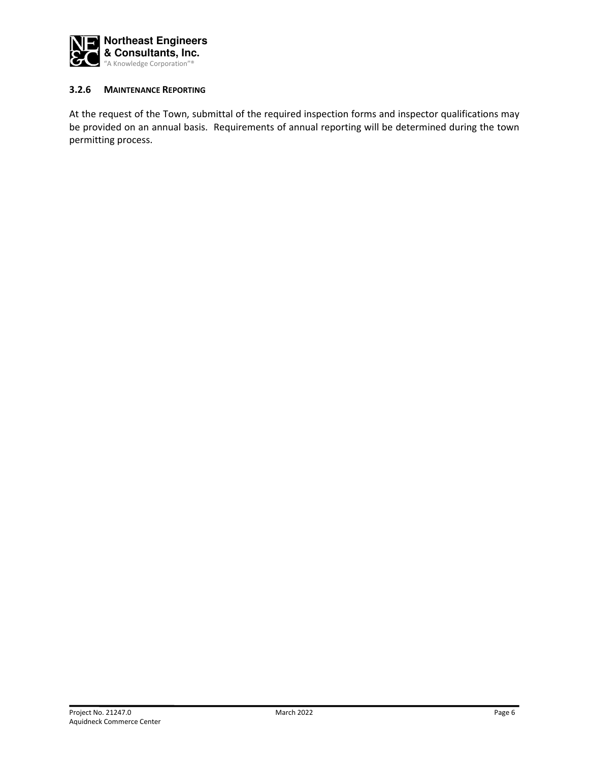### 3.2.6 MAINTENANCE REPORTING

At the request of the Town, submittal of the required inspection forms and inspector qualifications may be provided on an annual basis. Requirements of annual reporting will be determined during the town permitting process.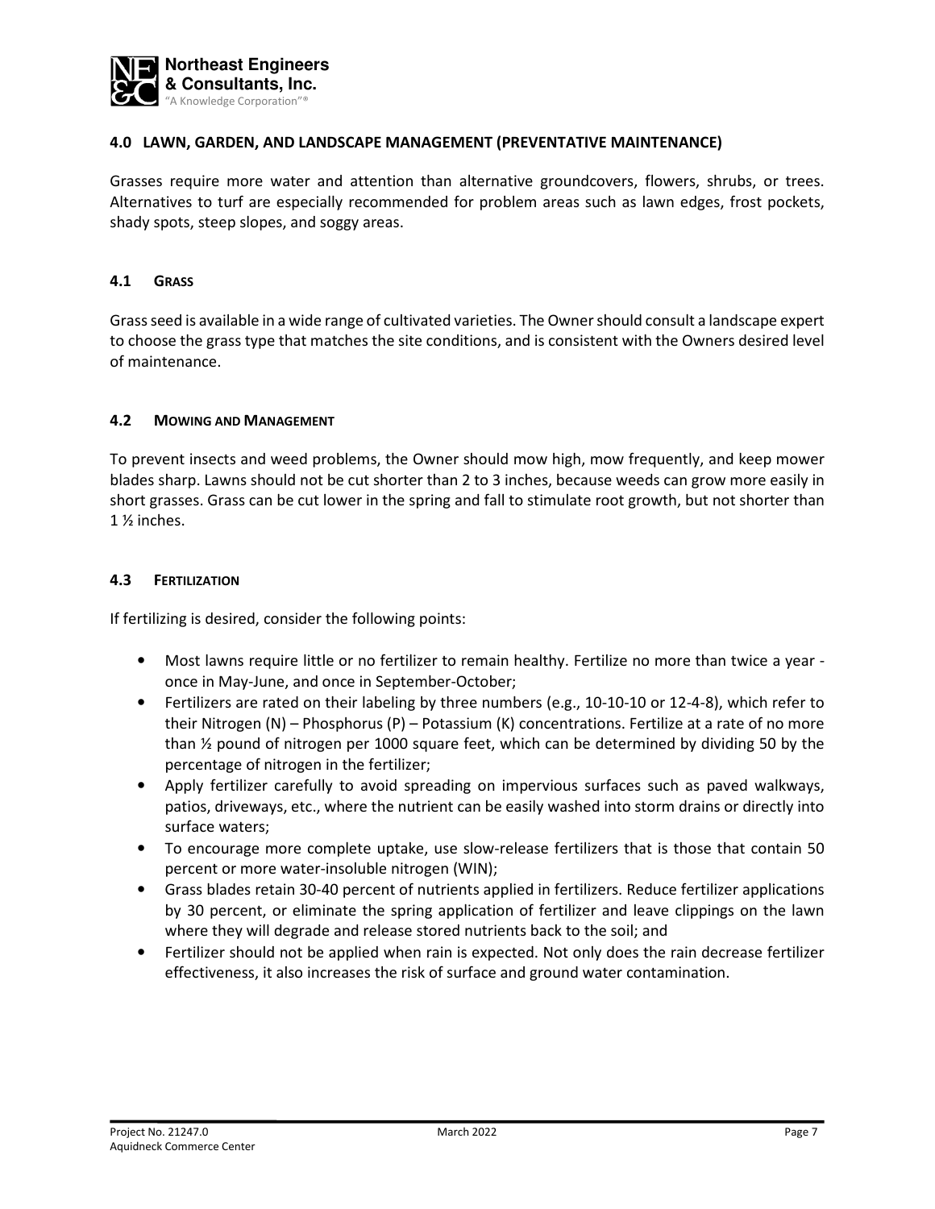## 4.0 LAWN, GARDEN, AND LANDSCAPE MANAGEMENT (PREVENTATIVE MAINTENANCE)

Grasses require more water and attention than alternative groundcovers, flowers, shrubs, or trees. Alternatives to turf are especially recommended for problem areas such as lawn edges, frost pockets, shady spots, steep slopes, and soggy areas.

### 4.1 GRASS

Grass seed is available in a wide range of cultivated varieties. The Owner should consult a landscape expert to choose the grass type that matches the site conditions, and is consistent with the Owners desired level of maintenance.

### 4.2 MOWING AND MANAGEMENT

To prevent insects and weed problems, the Owner should mow high, mow frequently, and keep mower blades sharp. Lawns should not be cut shorter than 2 to 3 inches, because weeds can grow more easily in short grasses. Grass can be cut lower in the spring and fall to stimulate root growth, but not shorter than 1 ½ inches.

### 4.3 FERTILIZATION

If fertilizing is desired, consider the following points:

- Most lawns require little or no fertilizer to remain healthy. Fertilize no more than twice a year - once in May-June, and once in September-October;
- Fertilizers are rated on their labeling by three numbers (e.g., 10-10-10 or 12-4-8), which refer to their Nitrogen (N) – Phosphorus (P) – Potassium (K) concentrations. Fertilize at a rate of no more than ½ pound of nitrogen per 1000 square feet, which can be determined by dividing 50 by the percentage of nitrogen in the fertilizer;
- Apply fertilizer carefully to avoid spreading on impervious surfaces such as paved walkways, patios, driveways, etc., where the nutrient can be easily washed into storm drains or directly into surface waters;
- To encourage more complete uptake, use slow-release fertilizers that is those that contain 50 percent or more water-insoluble nitrogen (WIN);
- Grass blades retain 30-40 percent of nutrients applied in fertilizers. Reduce fertilizer applications by 30 percent, or eliminate the spring application of fertilizer and leave clippings on the lawn where they will degrade and release stored nutrients back to the soil; and
- Fertilizer should not be applied when rain is expected. Not only does the rain decrease fertilizer effectiveness, it also increases the risk of surface and ground water contamination.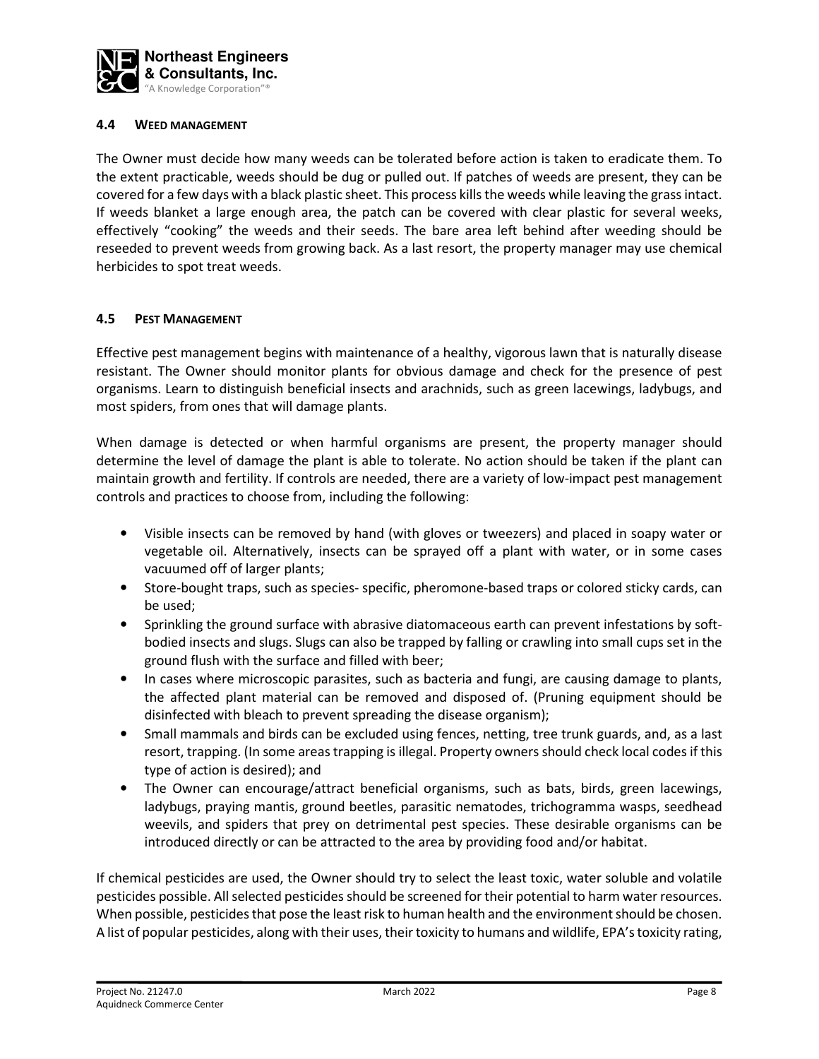### 4.4 WEED MANAGEMENT

The Owner must decide how many weeds can be tolerated before action is taken to eradicate them. To the extent practicable, weeds should be dug or pulled out. If patches of weeds are present, they can be covered for a few days with a black plastic sheet. This process kills the weeds while leaving the grass intact. If weeds blanket a large enough area, the patch can be covered with clear plastic for several weeks, effectively "cooking" the weeds and their seeds. The bare area left behind after weeding should be reseeded to prevent weeds from growing back. As a last resort, the property manager may use chemical herbicides to spot treat weeds.

### 4.5 PEST MANAGEMENT

Effective pest management begins with maintenance of a healthy, vigorous lawn that is naturally disease resistant. The Owner should monitor plants for obvious damage and check for the presence of pest organisms. Learn to distinguish beneficial insects and arachnids, such as green lacewings, ladybugs, and most spiders, from ones that will damage plants.

When damage is detected or when harmful organisms are present, the property manager should determine the level of damage the plant is able to tolerate. No action should be taken if the plant can maintain growth and fertility. If controls are needed, there are a variety of low-impact pest management controls and practices to choose from, including the following:

- Visible insects can be removed by hand (with gloves or tweezers) and placed in soapy water or vegetable oil. Alternatively, insects can be sprayed off a plant with water, or in some cases vacuumed off of larger plants;
- Store-bought traps, such as species- specific, pheromone-based traps or colored sticky cards, can be used;
- Sprinkling the ground surface with abrasive diatomaceous earth can prevent infestations by soft-bodied insects and slugs. Slugs can also be trapped by falling or crawling into small cups set in the ground flush with the surface and filled with beer;
- In cases where microscopic parasites, such as bacteria and fungi, are causing damage to plants, the affected plant material can be removed and disposed of. (Pruning equipment should be disinfected with bleach to prevent spreading the disease organism);
- Small mammals and birds can be excluded using fences, netting, tree trunk guards, and, as a last resort, trapping. (In some areas trapping is illegal. Property owners should check local codes if this type of action is desired); and
- The Owner can encourage/attract beneficial organisms, such as bats, birds, green lacewings, ladybugs, praying mantis, ground beetles, parasitic nematodes, trichogramma wasps, seedhead weevils, and spiders that prey on detrimental pest species. These desirable organisms can be introduced directly or can be attracted to the area by providing food and/or habitat.

If chemical pesticides are used, the Owner should try to select the least toxic, water soluble and volatile pesticides possible. All selected pesticides should be screened for their potential to harm water resources. When possible, pesticides that pose the least risk to human health and the environment should be chosen. A list of popular pesticides, along with their uses, their toxicity to humans and wildlife, EPA's toxicity rating,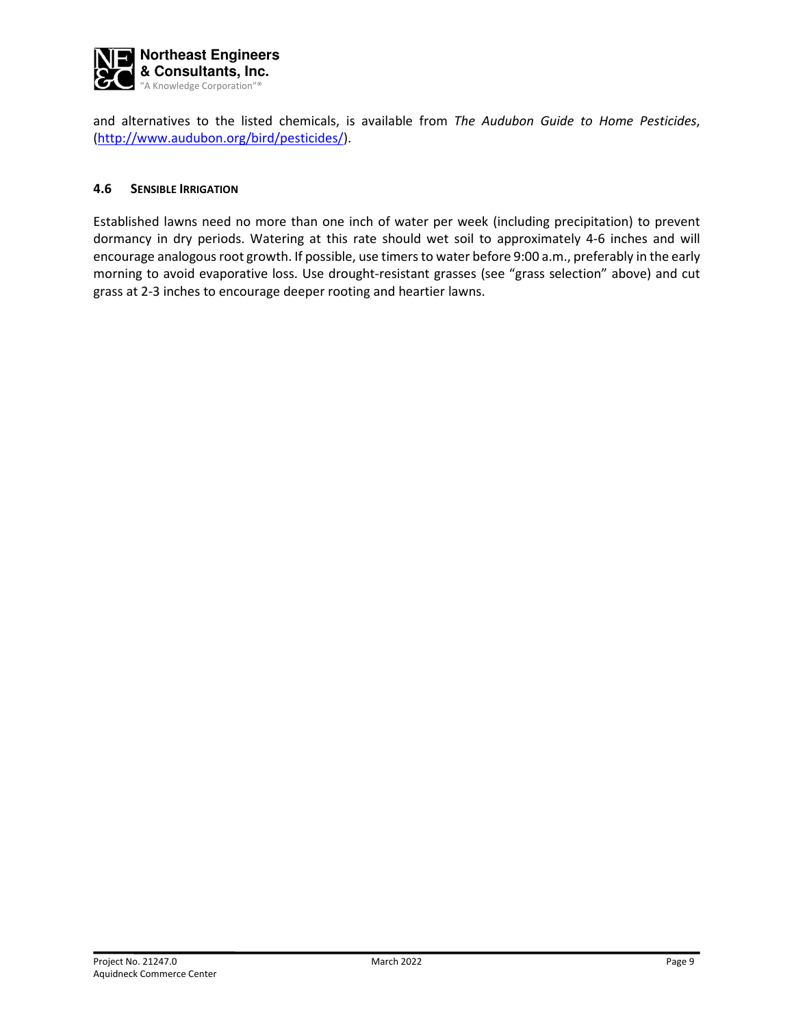and alternatives to the listed chemicals, is available from *The Audubon Guide to Home Pesticides*, ([http://www.audubon.org/bird/pesticides/](http://www.audubon.org/bird/pesticides/)).

### 4.6 Sensible Irrigation

Established lawns need no more than one inch of water per week (including precipitation) to prevent dormancy in dry periods. Watering at this rate should wet soil to approximately 4-6 inches and will encourage analogous root growth. If possible, use timers to water before 9:00 a.m., preferably in the early morning to avoid evaporative loss. Use drought-resistant grasses (see "grass selection" above) and cut grass at 2-3 inches to encourage deeper rooting and heartier lawns.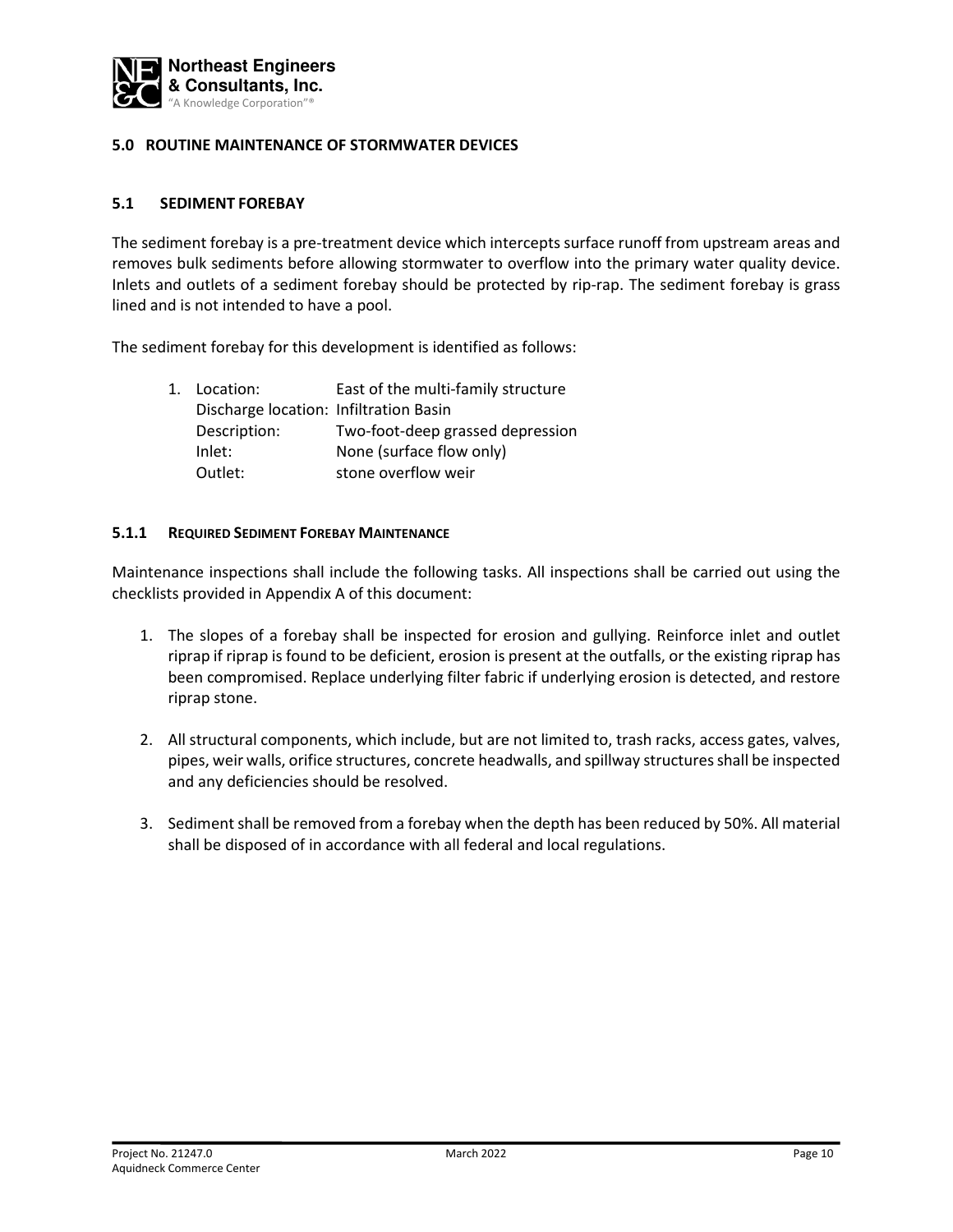## 5.0 ROUTINE MAINTENANCE OF STORMWATER DEVICES

### 5.1 SEDIMENT FOREBAY

The sediment forebay is a pre-treatment device which intercepts surface runoff from upstream areas and removes bulk sediments before allowing stormwater to overflow into the primary water quality device. Inlets and outlets of a sediment forebay should be protected by rip-rap. The sediment forebay is grass lined and is not intended to have a pool.

The sediment forebay for this development is identified as follows:

1. Location: East of the multi-family structure
   Discharge location: Infiltration Basin
   Description: Two-foot-deep grassed depression
   Inlet: None (surface flow only)
   Outlet: stone overflow weir

#### 5.1.1 REQUIRED SEDIMENT FOREBAY MAINTENANCE

Maintenance inspections shall include the following tasks. All inspections shall be carried out using the checklists provided in Appendix A of this document:

1. The slopes of a forebay shall be inspected for erosion and gullying. Reinforce inlet and outlet riprap if riprap is found to be deficient, erosion is present at the outfalls, or the existing riprap has been compromised. Replace underlying filter fabric if underlying erosion is detected, and restore riprap stone.

2. All structural components, which include, but are not limited to, trash racks, access gates, valves, pipes, weir walls, orifice structures, concrete headwalls, and spillway structures shall be inspected and any deficiencies should be resolved.

3. Sediment shall be removed from a forebay when the depth has been reduced by 50%. All material shall be disposed of in accordance with all federal and local regulations.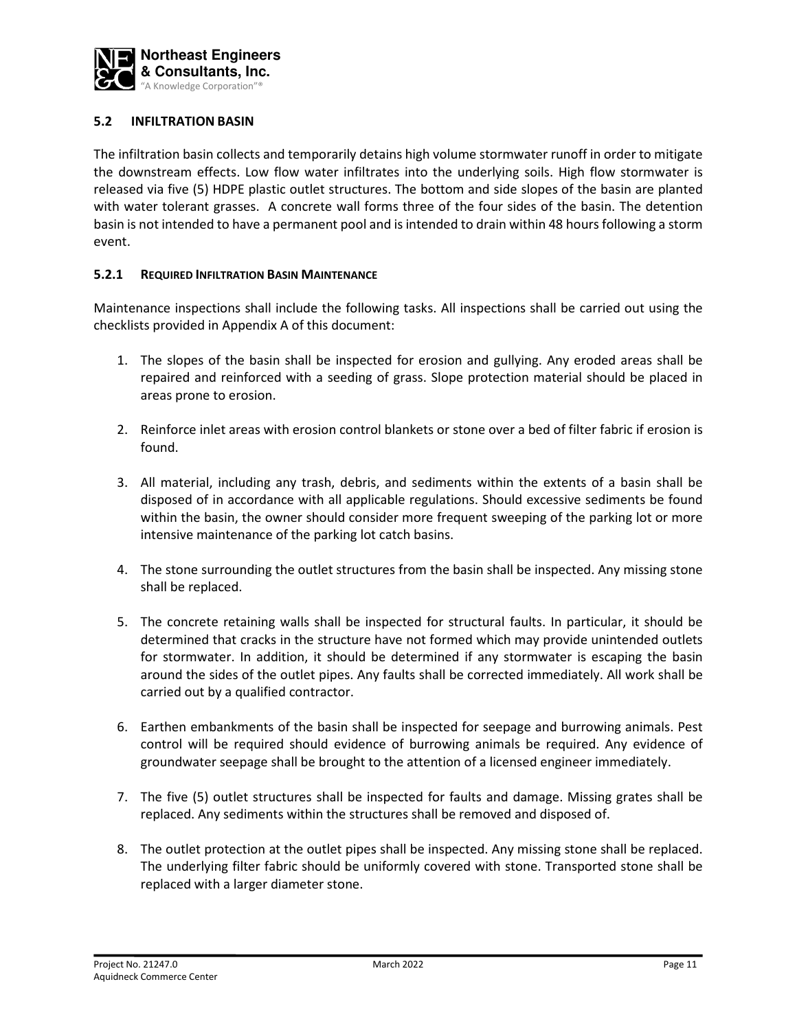## 5.2 INFILTRATION BASIN

The infiltration basin collects and temporarily detains high volume stormwater runoff in order to mitigate the downstream effects. Low flow water infiltrates into the underlying soils. High flow stormwater is released via five (5) HDPE plastic outlet structures. The bottom and side slopes of the basin are planted with water tolerant grasses. A concrete wall forms three of the four sides of the basin. The detention basin is not intended to have a permanent pool and is intended to drain within 48 hours following a storm event.

### 5.2.1 REQUIRED INFILTRATION BASIN MAINTENANCE

Maintenance inspections shall include the following tasks. All inspections shall be carried out using the checklists provided in Appendix A of this document:

1. The slopes of the basin shall be inspected for erosion and gullying. Any eroded areas shall be repaired and reinforced with a seeding of grass. Slope protection material should be placed in areas prone to erosion.

2. Reinforce inlet areas with erosion control blankets or stone over a bed of filter fabric if erosion is found.

3. All material, including any trash, debris, and sediments within the extents of a basin shall be disposed of in accordance with all applicable regulations. Should excessive sediments be found within the basin, the owner should consider more frequent sweeping of the parking lot or more intensive maintenance of the parking lot catch basins.

4. The stone surrounding the outlet structures from the basin shall be inspected. Any missing stone shall be replaced.

5. The concrete retaining walls shall be inspected for structural faults. In particular, it should be determined that cracks in the structure have not formed which may provide unintended outlets for stormwater. In addition, it should be determined if any stormwater is escaping the basin around the sides of the outlet pipes. Any faults shall be corrected immediately. All work shall be carried out by a qualified contractor.

6. Earthen embankments of the basin shall be inspected for seepage and burrowing animals. Pest control will be required should evidence of burrowing animals be required. Any evidence of groundwater seepage shall be brought to the attention of a licensed engineer immediately.

7. The five (5) outlet structures shall be inspected for faults and damage. Missing grates shall be replaced. Any sediments within the structures shall be removed and disposed of.

8. The outlet protection at the outlet pipes shall be inspected. Any missing stone shall be replaced. The underlying filter fabric should be uniformly covered with stone. Transported stone shall be replaced with a larger diameter stone.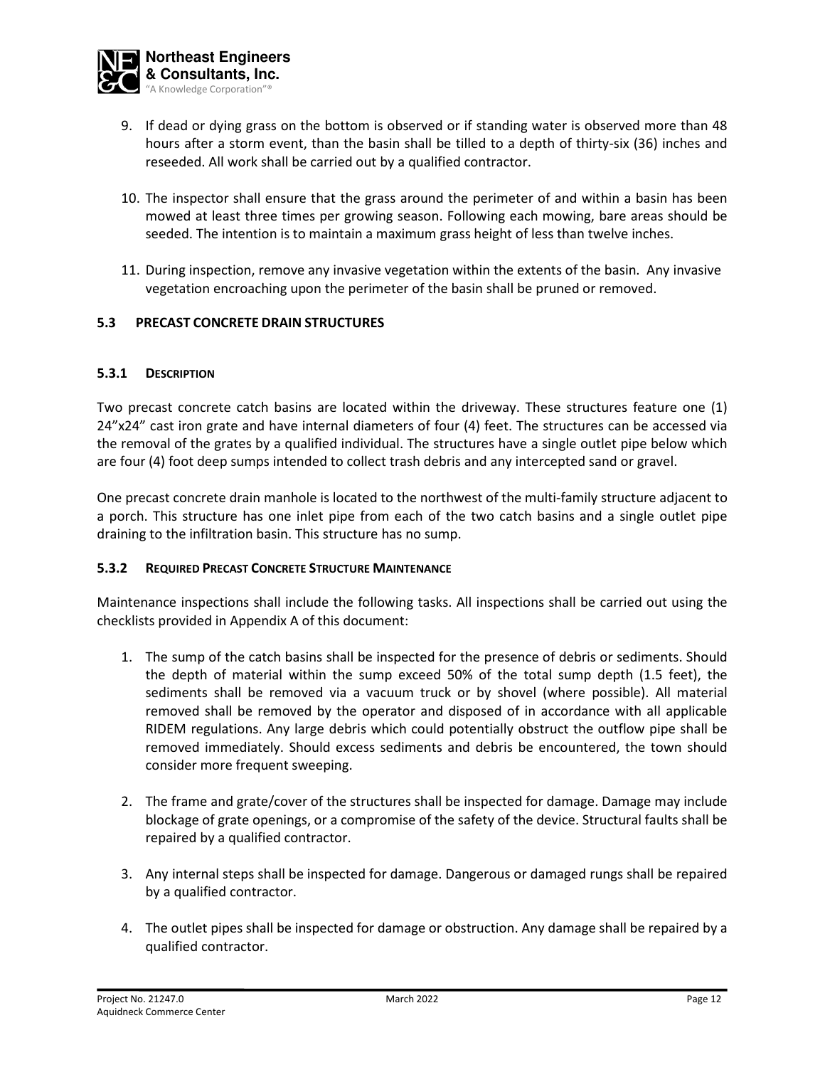9. If dead or dying grass on the bottom is observed or if standing water is observed more than 48 hours after a storm event, than the basin shall be tilled to a depth of thirty-six (36) inches and reseeded. All work shall be carried out by a qualified contractor.

10. The inspector shall ensure that the grass around the perimeter of and within a basin has been mowed at least three times per growing season. Following each mowing, bare areas should be seeded. The intention is to maintain a maximum grass height of less than twelve inches.

11. During inspection, remove any invasive vegetation within the extents of the basin. Any invasive vegetation encroaching upon the perimeter of the basin shall be pruned or removed.

## 5.3 PRECAST CONCRETE DRAIN STRUCTURES

### 5.3.1 DESCRIPTION

Two precast concrete catch basins are located within the driveway. These structures feature one (1) 24"x24" cast iron grate and have internal diameters of four (4) feet. The structures can be accessed via the removal of the grates by a qualified individual. The structures have a single outlet pipe below which are four (4) foot deep sumps intended to collect trash debris and any intercepted sand or gravel.

One precast concrete drain manhole is located to the northwest of the multi-family structure adjacent to a porch. This structure has one inlet pipe from each of the two catch basins and a single outlet pipe draining to the infiltration basin. This structure has no sump.

### 5.3.2 REQUIRED PRECAST CONCRETE STRUCTURE MAINTENANCE

Maintenance inspections shall include the following tasks. All inspections shall be carried out using the checklists provided in Appendix A of this document:

1. The sump of the catch basins shall be inspected for the presence of debris or sediments. Should the depth of material within the sump exceed 50% of the total sump depth (1.5 feet), the sediments shall be removed via a vacuum truck or by shovel (where possible). All material removed shall be removed by the operator and disposed of in accordance with all applicable RIDEM regulations. Any large debris which could potentially obstruct the outflow pipe shall be removed immediately. Should excess sediments and debris be encountered, the town should consider more frequent sweeping.

2. The frame and grate/cover of the structures shall be inspected for damage. Damage may include blockage of grate openings, or a compromise of the safety of the device. Structural faults shall be repaired by a qualified contractor.

3. Any internal steps shall be inspected for damage. Dangerous or damaged rungs shall be repaired by a qualified contractor.

4. The outlet pipes shall be inspected for damage or obstruction. Any damage shall be repaired by a qualified contractor.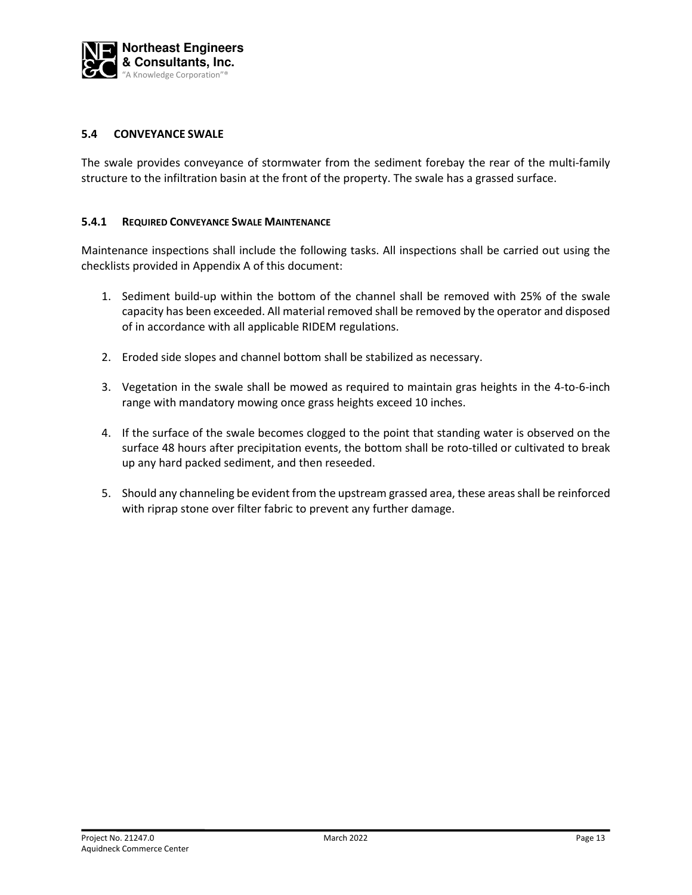## 5.4 CONVEYANCE SWALE

The swale provides conveyance of stormwater from the sediment forebay the rear of the multi-family structure to the infiltration basin at the front of the property. The swale has a grassed surface.

### 5.4.1 REQUIRED CONVEYANCE SWALE MAINTENANCE

Maintenance inspections shall include the following tasks. All inspections shall be carried out using the checklists provided in Appendix A of this document:

1. Sediment build-up within the bottom of the channel shall be removed with 25% of the swale capacity has been exceeded. All material removed shall be removed by the operator and disposed of in accordance with all applicable RIDEM regulations.

2. Eroded side slopes and channel bottom shall be stabilized as necessary.

3. Vegetation in the swale shall be mowed as required to maintain gras heights in the 4-to-6-inch range with mandatory mowing once grass heights exceed 10 inches.

4. If the surface of the swale becomes clogged to the point that standing water is observed on the surface 48 hours after precipitation events, the bottom shall be roto-tilled or cultivated to break up any hard packed sediment, and then reseeded.

5. Should any channeling be evident from the upstream grassed area, these areas shall be reinforced with riprap stone over filter fabric to prevent any further damage.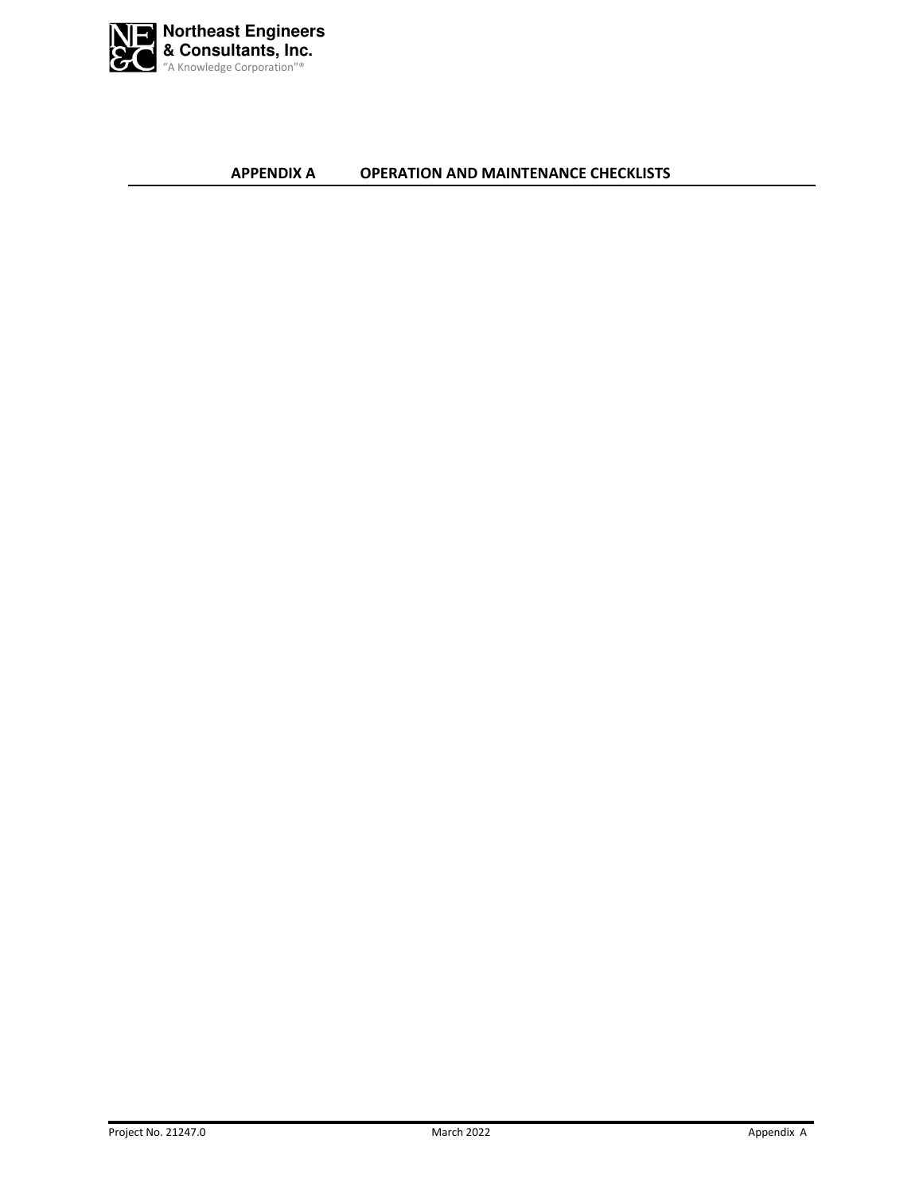# APPENDIX A OPERATION AND MAINTENANCE CHECKLISTS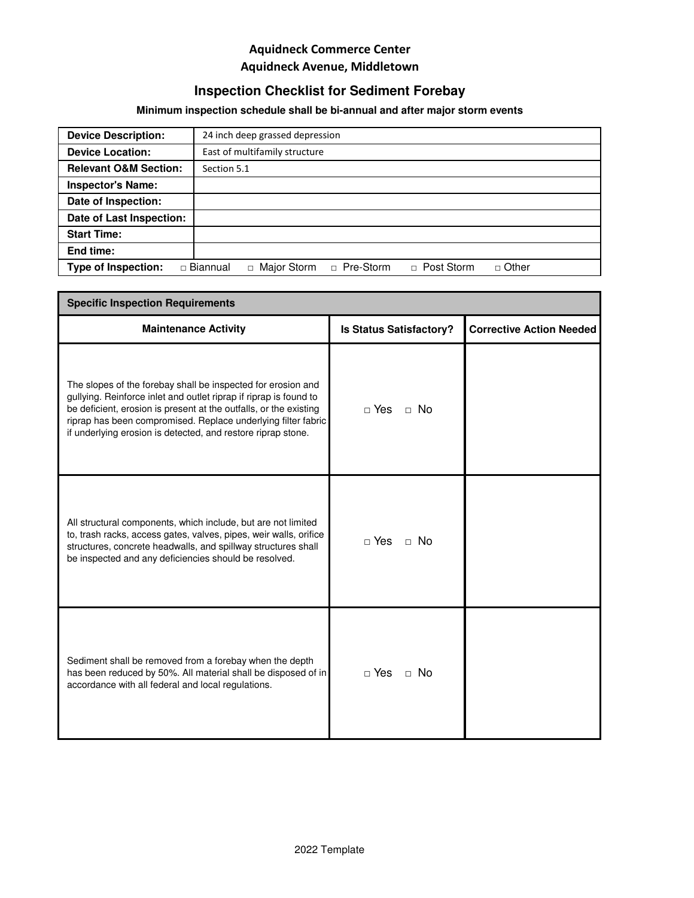**Aquidneck Commerce Center**
**Aquidneck Avenue, Middletown**

## Inspection Checklist for Sediment Forebay

**Minimum inspection schedule shall be bi-annual and after major storm events**

| | |
|---|---|
| **Device Description:** | 24 inch deep grassed depression |
| **Device Location:** | East of multifamily structure |
| **Relevant O&M Section:** | Section 5.1 |
| **Inspector's Name:** | |
| **Date of Inspection:** | |
| **Date of Last Inspection:** | |
| **Start Time:** | |
| **End time:** | |
| **Type of Inspection:** | □ Biannual □ Major Storm □ Pre-Storm □ Post Storm □ Other |

| Specific Inspection Requirements | | |
|---|---|---|
| **Maintenance Activity** | **Is Status Satisfactory?** | **Corrective Action Needed** |
| The slopes of the forebay shall be inspected for erosion and gullying. Reinforce inlet and outlet riprap if riprap is found to be deficient, erosion is present at the outfalls, or the existing riprap has been compromised. Replace underlying filter fabric if underlying erosion is detected, and restore riprap stone. | □ Yes □ No | |
| All structural components, which include, but are not limited to, trash racks, access gates, valves, pipes, weir walls, orifice structures, concrete headwalls, and spillway structures shall be inspected and any deficiencies should be resolved. | □ Yes □ No | |
| Sediment shall be removed from a forebay when the depth has been reduced by 50%. All material shall be disposed of in accordance with all federal and local regulations. | □ Yes □ No | |

2022 Template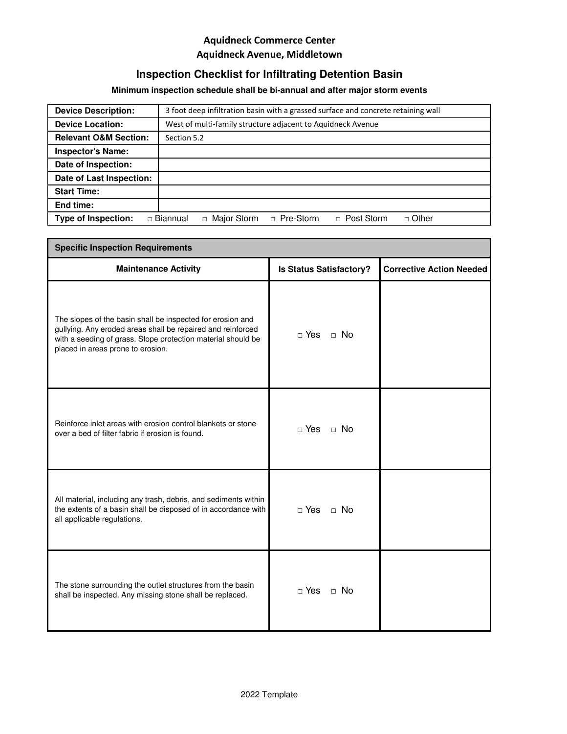**Aquidneck Commerce Center**
**Aquidneck Avenue, Middletown**

## Inspection Checklist for Infiltrating Detention Basin

**Minimum inspection schedule shall be bi-annual and after major storm events**

| **Device Description:** | 3 foot deep infiltration basin with a grassed surface and concrete retaining wall |
|---|---|
| **Device Location:** | West of multi-family structure adjacent to Aquidneck Avenue |
| **Relevant O&M Section:** | Section 5.2 |
| **Inspector's Name:** | |
| **Date of Inspection:** | |
| **Date of Last Inspection:** | |
| **Start Time:** | |
| **End time:** | |
| **Type of Inspection:** | □ Biannual □ Major Storm □ Pre-Storm □ Post Storm □ Other |

| **Specific Inspection Requirements** | | |
|---|---|---|
| **Maintenance Activity** | **Is Status Satisfactory?** | **Corrective Action Needed** |
| The slopes of the basin shall be inspected for erosion and gullying. Any eroded areas shall be repaired and reinforced with a seeding of grass. Slope protection material should be placed in areas prone to erosion. | □ Yes □ No | |
| Reinforce inlet areas with erosion control blankets or stone over a bed of filter fabric if erosion is found. | □ Yes □ No | |
| All material, including any trash, debris, and sediments within the extents of a basin shall be disposed of in accordance with all applicable regulations. | □ Yes □ No | |
| The stone surrounding the outlet structures from the basin shall be inspected. Any missing stone shall be replaced. | □ Yes □ No | |

2022 Template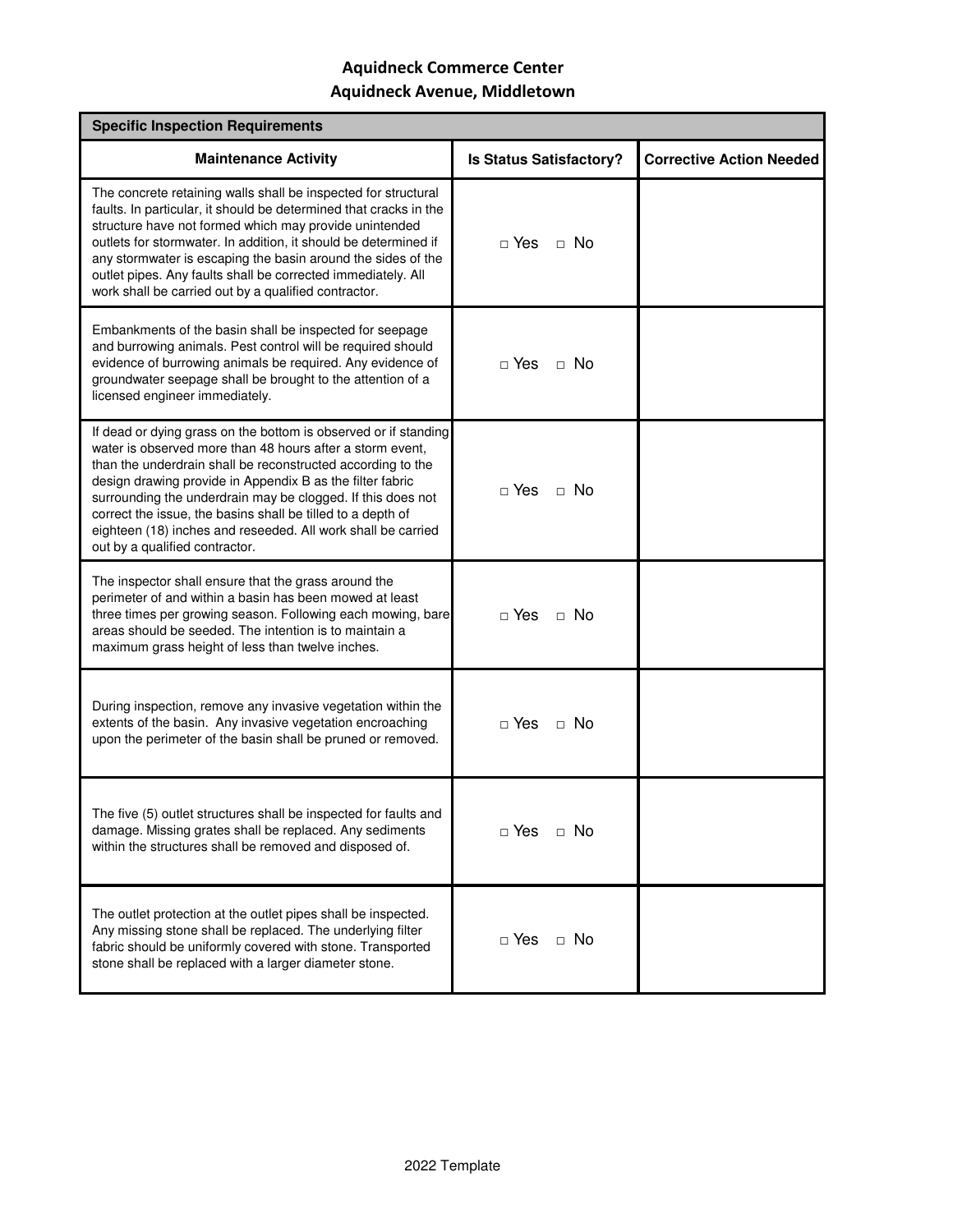**Aquidneck Commerce Center**
**Aquidneck Avenue, Middletown**

| Specific Inspection Requirements | | |
|---|---|---|
| **Maintenance Activity** | **Is Status Satisfactory?** | **Corrective Action Needed** |
| The concrete retaining walls shall be inspected for structural faults. In particular, it should be determined that cracks in the structure have not formed which may provide unintended outlets for stormwater. In addition, it should be determined if any stormwater is escaping the basin around the sides of the outlet pipes. Any faults shall be corrected immediately. All work shall be carried out by a qualified contractor. | □ Yes □ No | |
| Embankments of the basin shall be inspected for seepage and burrowing animals. Pest control will be required should evidence of burrowing animals be required. Any evidence of groundwater seepage shall be brought to the attention of a licensed engineer immediately. | □ Yes □ No | |
| If dead or dying grass on the bottom is observed or if standing water is observed more than 48 hours after a storm event, than the underdrain shall be reconstructed according to the design drawing provide in Appendix B as the filter fabric surrounding the underdrain may be clogged. If this does not correct the issue, the basins shall be tilled to a depth of eighteen (18) inches and reseeded. All work shall be carried out by a qualified contractor. | □ Yes □ No | |
| The inspector shall ensure that the grass around the perimeter of and within a basin has been mowed at least three times per growing season. Following each mowing, bare areas should be seeded. The intention is to maintain a maximum grass height of less than twelve inches. | □ Yes □ No | |
| During inspection, remove any invasive vegetation within the extents of the basin. Any invasive vegetation encroaching upon the perimeter of the basin shall be pruned or removed. | □ Yes □ No | |
| The five (5) outlet structures shall be inspected for faults and damage. Missing grates shall be replaced. Any sediments within the structures shall be removed and disposed of. | □ Yes □ No | |
| The outlet protection at the outlet pipes shall be inspected. Any missing stone shall be replaced. The underlying filter fabric should be uniformly covered with stone. Transported stone shall be replaced with a larger diameter stone. | □ Yes □ No | |

2022 Template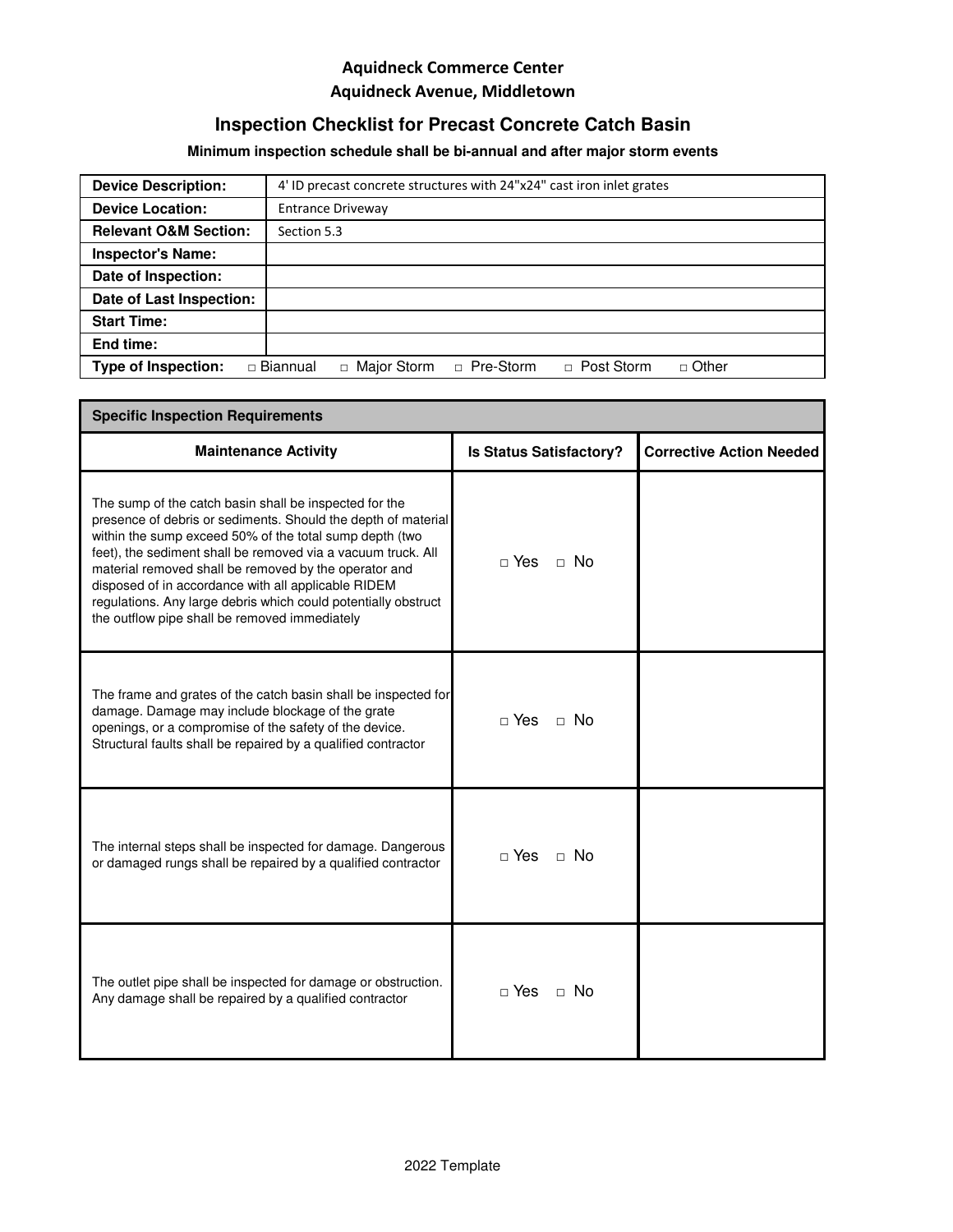**Aquidneck Commerce Center**
**Aquidneck Avenue, Middletown**

## Inspection Checklist for Precast Concrete Catch Basin

**Minimum inspection schedule shall be bi-annual and after major storm events**

| | |
|---|---|
| **Device Description:** | 4' ID precast concrete structures with 24"x24" cast iron inlet grates |
| **Device Location:** | Entrance Driveway |
| **Relevant O&M Section:** | Section 5.3 |
| **Inspector's Name:** | |
| **Date of Inspection:** | |
| **Date of Last Inspection:** | |
| **Start Time:** | |
| **End time:** | |
| **Type of Inspection:** | □ Biannual □ Major Storm □ Pre-Storm □ Post Storm □ Other |

| **Specific Inspection Requirements** | | |
|---|---|---|
| **Maintenance Activity** | **Is Status Satisfactory?** | **Corrective Action Needed** |
| The sump of the catch basin shall be inspected for the presence of debris or sediments. Should the depth of material within the sump exceed 50% of the total sump depth (two feet), the sediment shall be removed via a vacuum truck. All material removed shall be removed by the operator and disposed of in accordance with all applicable RIDEM regulations. Any large debris which could potentially obstruct the outflow pipe shall be removed immediately | □ Yes □ No | |
| The frame and grates of the catch basin shall be inspected for damage. Damage may include blockage of the grate openings, or a compromise of the safety of the device. Structural faults shall be repaired by a qualified contractor | □ Yes □ No | |
| The internal steps shall be inspected for damage. Dangerous or damaged rungs shall be repaired by a qualified contractor | □ Yes □ No | |
| The outlet pipe shall be inspected for damage or obstruction. Any damage shall be repaired by a qualified contractor | □ Yes □ No | |

2022 Template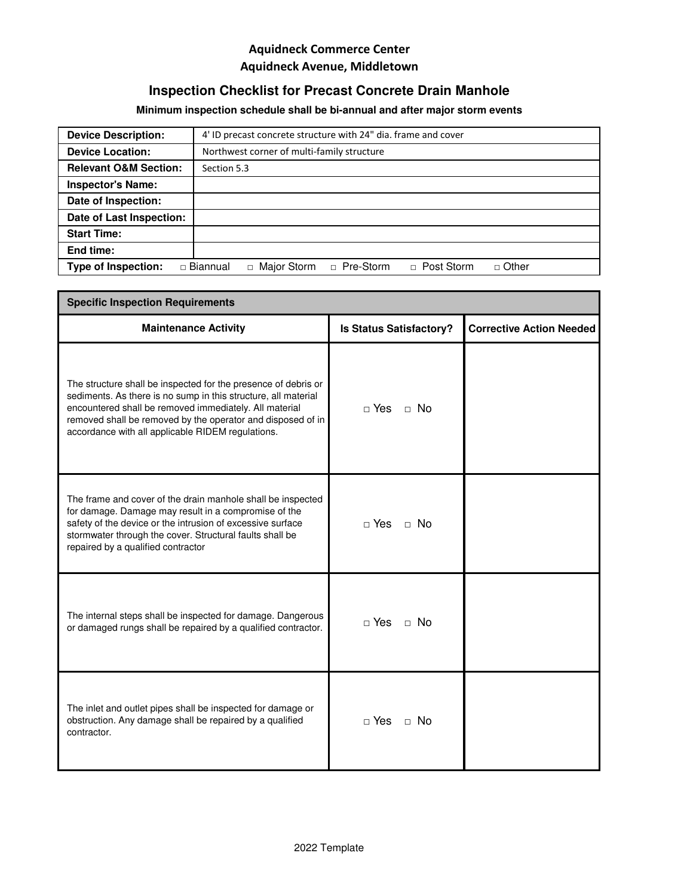**Aquidneck Commerce Center**
**Aquidneck Avenue, Middletown**

## Inspection Checklist for Precast Concrete Drain Manhole

**Minimum inspection schedule shall be bi-annual and after major storm events**

| | |
|---|---|
| **Device Description:** | 4' ID precast concrete structure with 24" dia. frame and cover |
| **Device Location:** | Northwest corner of multi-family structure |
| **Relevant O&M Section:** | Section 5.3 |
| **Inspector's Name:** | |
| **Date of Inspection:** | |
| **Date of Last Inspection:** | |
| **Start Time:** | |
| **End time:** | |
| **Type of Inspection:** | □ Biannual □ Major Storm □ Pre-Storm □ Post Storm □ Other |

| **Specific Inspection Requirements** | | |
|---|---|---|
| **Maintenance Activity** | **Is Status Satisfactory?** | **Corrective Action Needed** |
| The structure shall be inspected for the presence of debris or sediments. As there is no sump in this structure, all material encountered shall be removed immediately. All material removed shall be removed by the operator and disposed of in accordance with all applicable RIDEM regulations. | □ Yes □ No | |
| The frame and cover of the drain manhole shall be inspected for damage. Damage may result in a compromise of the safety of the device or the intrusion of excessive surface stormwater through the cover. Structural faults shall be repaired by a qualified contractor | □ Yes □ No | |
| The internal steps shall be inspected for damage. Dangerous or damaged rungs shall be repaired by a qualified contractor. | □ Yes □ No | |
| The inlet and outlet pipes shall be inspected for damage or obstruction. Any damage shall be repaired by a qualified contractor. | □ Yes □ No | |

2022 Template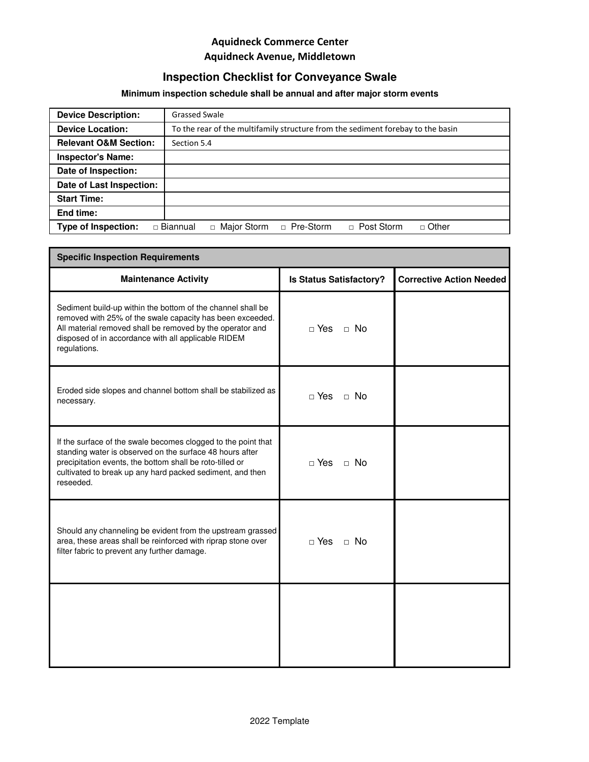**Aquidneck Commerce Center**
**Aquidneck Avenue, Middletown**

## Inspection Checklist for Conveyance Swale

**Minimum inspection schedule shall be annual and after major storm events**

| | |
|---|---|
| **Device Description:** | Grassed Swale |
| **Device Location:** | To the rear of the multifamily structure from the sediment forebay to the basin |
| **Relevant O&M Section:** | Section 5.4 |
| **Inspector's Name:** | |
| **Date of Inspection:** | |
| **Date of Last Inspection:** | |
| **Start Time:** | |
| **End time:** | |
| **Type of Inspection:** | □ Biannual □ Major Storm □ Pre-Storm □ Post Storm □ Other |

| **Specific Inspection Requirements** | | |
|---|---|---|
| **Maintenance Activity** | **Is Status Satisfactory?** | **Corrective Action Needed** |
| Sediment build-up within the bottom of the channel shall be removed with 25% of the swale capacity has been exceeded. All material removed shall be removed by the operator and disposed of in accordance with all applicable RIDEM regulations. | □ Yes □ No | |
| Eroded side slopes and channel bottom shall be stabilized as necessary. | □ Yes □ No | |
| If the surface of the swale becomes clogged to the point that standing water is observed on the surface 48 hours after precipitation events, the bottom shall be roto-tilled or cultivated to break up any hard packed sediment, and then reseeded. | □ Yes □ No | |
| Should any channeling be evident from the upstream grassed area, these areas shall be reinforced with riprap stone over filter fabric to prevent any further damage. | □ Yes □ No | |
| | | |

2022 Template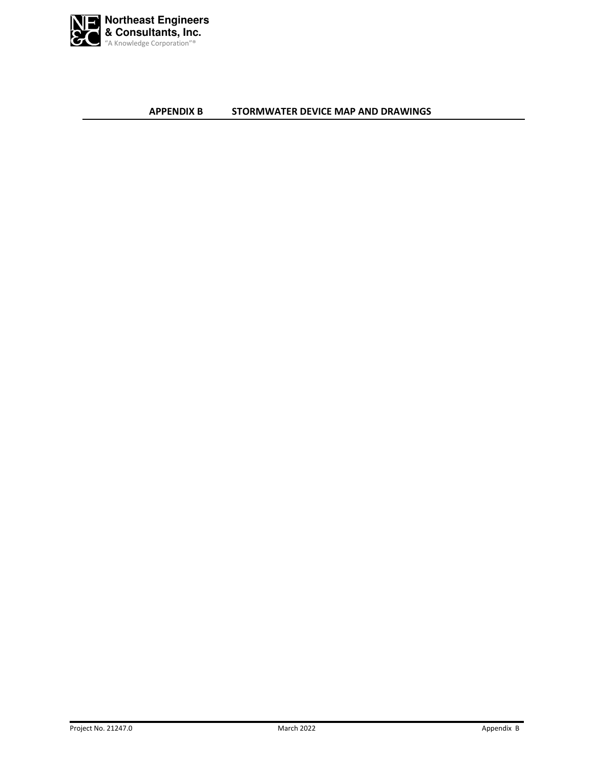## APPENDIX B STORMWATER DEVICE MAP AND DRAWINGS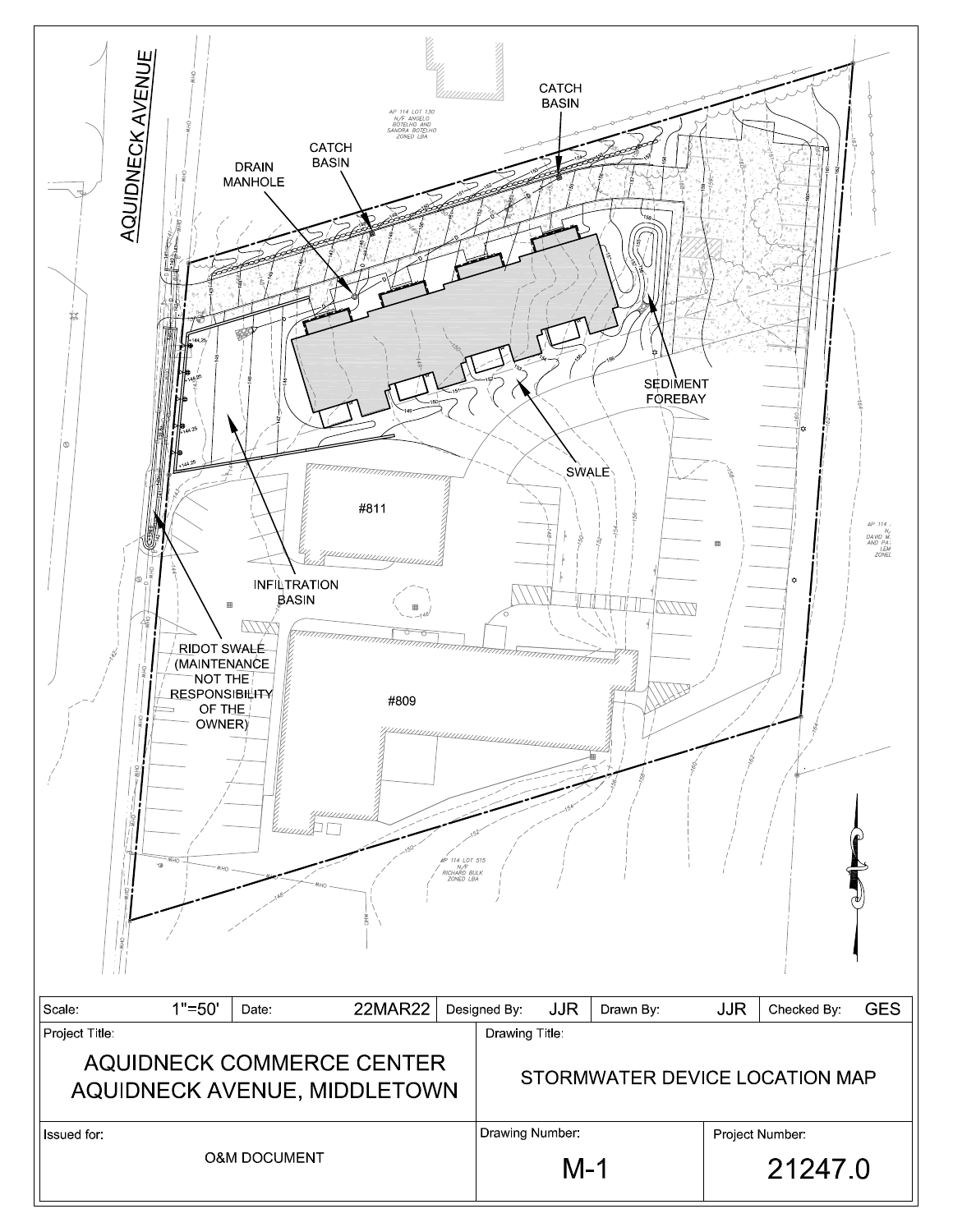AQUIDNECK AVENUE

AP 114 LOT 130
N/F ANGELO
BOTELHO AND
SANDRA BOTELHO
ZONED LBA

CATCH BASIN

CATCH BASIN

DRAIN MANHOLE

SEDIMENT FOREBAY

SWALE

#811

INFILTRATION BASIN

RIDOT SWALE (MAINTENANCE NOT THE RESPONSIBILITY OF THE OWNER)

#809

AP 114 LOT 515
N/F
RICHARD BULK
ZONED LBA

| Scale: 1"=50' | Date: 22MAR22 | Designed By: JJR | Drawn By: JJR | Checked By: GES |
|---|---|---|---|---|

| Project Title: | Drawing Title: | |
|---|---|---|
| AQUIDNECK COMMERCE CENTER<br>AQUIDNECK AVENUE, MIDDLETOWN | STORMWATER DEVICE LOCATION MAP | |
| Issued for: O&M DOCUMENT | Drawing Number: M-1 | Project Number: 21247.0 |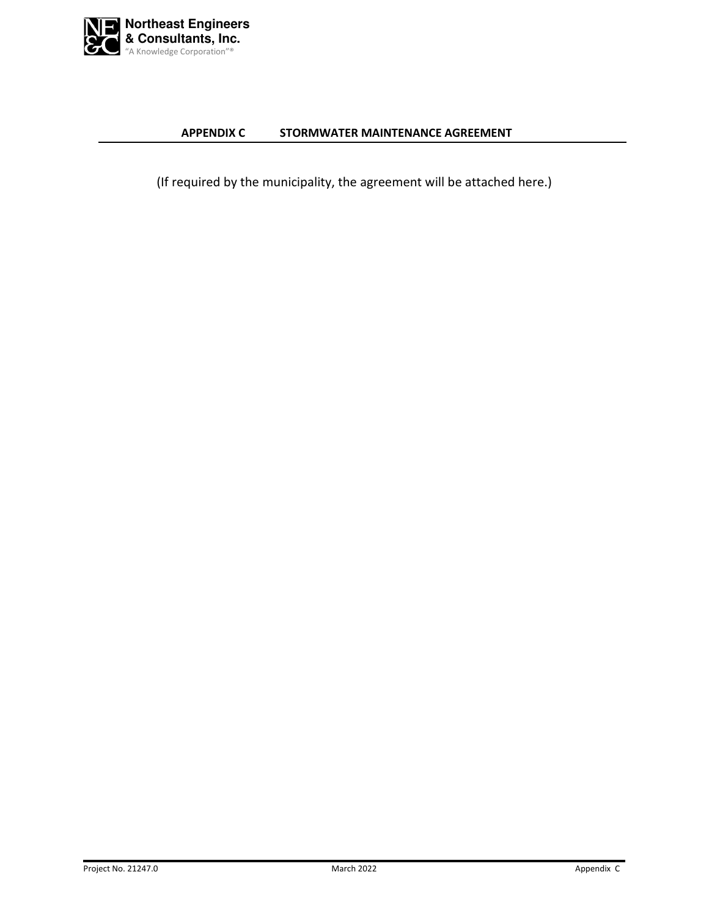## APPENDIX C STORMWATER MAINTENANCE AGREEMENT

(If required by the municipality, the agreement will be attached here.)